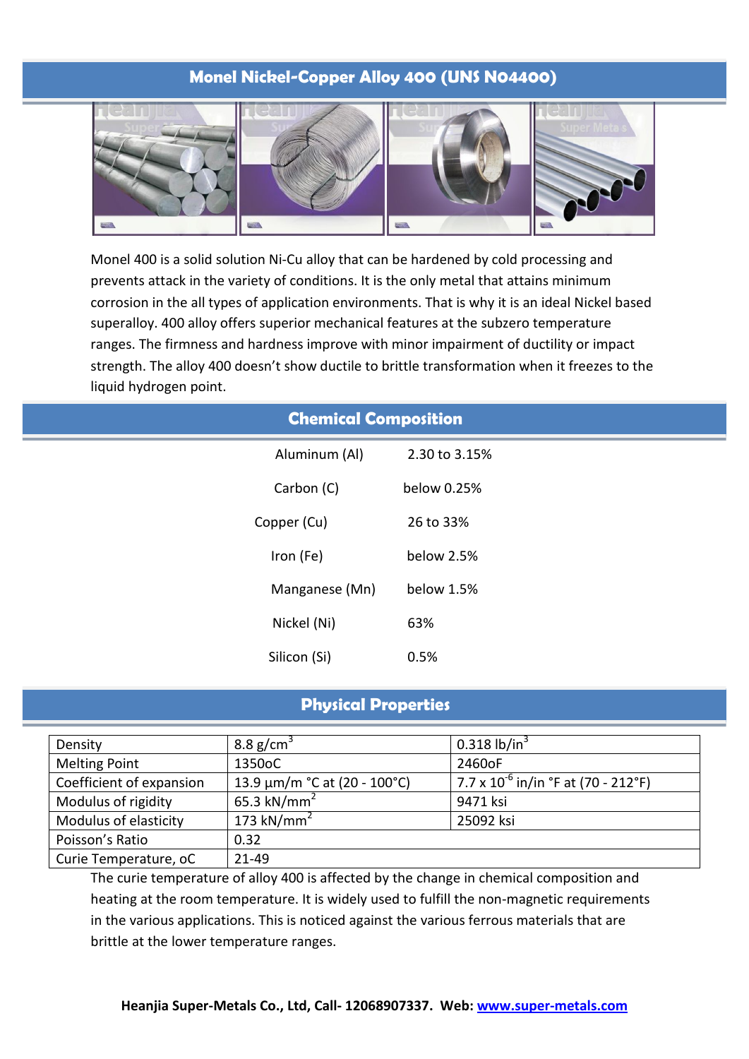# Monel Nickel-Copper Alloy 400 (UNS N04400)

Monel 400 is a solid solution Ni-Cu alloy that can be hardened by cold processing and prevents attack in the variety of conditions. It is the only metal that attains minimum corrosion in the all types of application environments. That is why it is an ideal Nickel based superalloy. 400 alloy offers superior mechanical features at the subzero temperature ranges. The firmness and hardness improve with minor impairment of ductility or impact strength. The alloy 400 doesn't show ductile to brittle transformation when it freezes to the liquid hydrogen point.

## Chemical Composition

| Element | Content |
|---|---|
| Aluminum (Al) | 2.30 to 3.15% |
| Carbon (C) | below 0.25% |
| Copper (Cu) | 26 to 33% |
| Iron (Fe) | below 2.5% |
| Manganese (Mn) | below 1.5% |
| Nickel (Ni) | 63% |
| Silicon (Si) | 0.5% |

## Physical Properties

| Property | Metric | Imperial |
|---|---|---|
| Density | 8.8 g/cm$^3$ | 0.318 lb/in$^3$ |
| Melting Point | 1350oC | 2460oF |
| Coefficient of expansion | 13.9 µm/m °C at (20 - 100°C) | 7.7 x 10$^{-6}$ in/in °F at (70 - 212°F) |
| Modulus of rigidity | 65.3 kN/mm$^2$ | 9471 ksi |
| Modulus of elasticity | 173 kN/mm$^2$ | 25092 ksi |
| Poisson's Ratio | 0.32 | |
| Curie Temperature, oC | 21-49 | |

The curie temperature of alloy 400 is affected by the change in chemical composition and heating at the room temperature. It is widely used to fulfill the non-magnetic requirements in the various applications. This is noticed against the various ferrous materials that are brittle at the lower temperature ranges.

**Heanjia Super-Metals Co., Ltd, Call- 12068907337. Web: www.super-metals.com**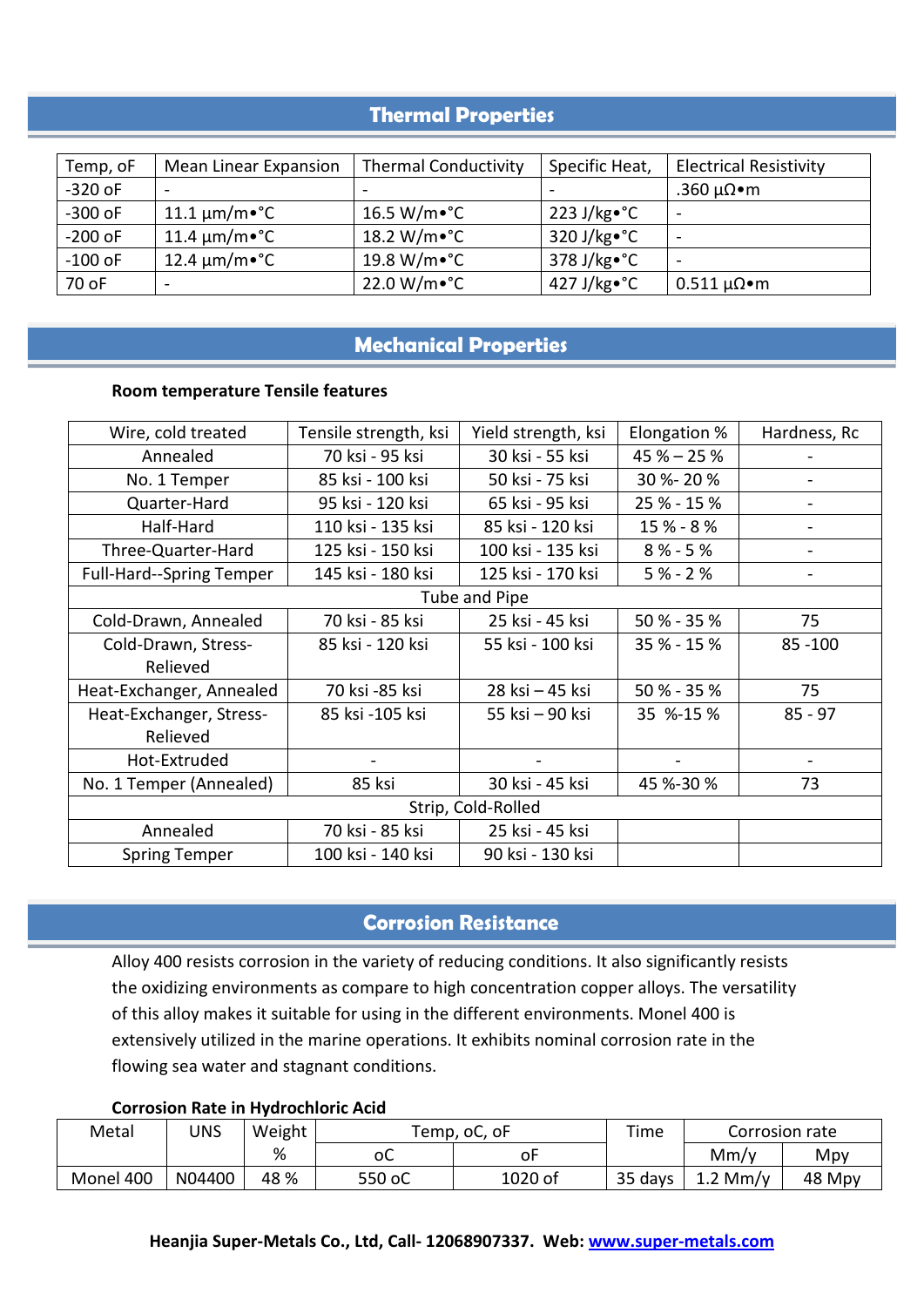## Thermal Properties

| Temp, oF | Mean Linear Expansion | Thermal Conductivity | Specific Heat, | Electrical Resistivity |
|---|---|---|---|---|
| -320 oF | - | - | - | .360 μΩ•m |
| -300 oF | 11.1 μm/m•°C | 16.5 W/m•°C | 223 J/kg•°C | - |
| -200 oF | 11.4 μm/m•°C | 18.2 W/m•°C | 320 J/kg•°C | - |
| -100 oF | 12.4 μm/m•°C | 19.8 W/m•°C | 378 J/kg•°C | - |
| 70 oF | - | 22.0 W/m•°C | 427 J/kg•°C | 0.511 μΩ•m |

## Mechanical Properties

**Room temperature Tensile features**

| Wire, cold treated | Tensile strength, ksi | Yield strength, ksi | Elongation % | Hardness, Rc |
|---|---|---|---|---|
| Annealed | 70 ksi - 95 ksi | 30 ksi - 55 ksi | 45 % – 25 % | - |
| No. 1 Temper | 85 ksi - 100 ksi | 50 ksi - 75 ksi | 30 %- 20 % | - |
| Quarter-Hard | 95 ksi - 120 ksi | 65 ksi - 95 ksi | 25 % - 15 % | - |
| Half-Hard | 110 ksi - 135 ksi | 85 ksi - 120 ksi | 15 % - 8 % | - |
| Three-Quarter-Hard | 125 ksi - 150 ksi | 100 ksi - 135 ksi | 8 % - 5 % | - |
| Full-Hard--Spring Temper | 145 ksi - 180 ksi | 125 ksi - 170 ksi | 5 % - 2 % | - |
| Tube and Pipe | | | | |
| Cold-Drawn, Annealed | 70 ksi - 85 ksi | 25 ksi - 45 ksi | 50 % - 35 % | 75 |
| Cold-Drawn, Stress-Relieved | 85 ksi - 120 ksi | 55 ksi - 100 ksi | 35 % - 15 % | 85 -100 |
| Heat-Exchanger, Annealed | 70 ksi -85 ksi | 28 ksi – 45 ksi | 50 % - 35 % | 75 |
| Heat-Exchanger, Stress-Relieved | 85 ksi -105 ksi | 55 ksi – 90 ksi | 35 %-15 % | 85 - 97 |
| Hot-Extruded | - | - | - | - |
| No. 1 Temper (Annealed) | 85 ksi | 30 ksi - 45 ksi | 45 %-30 % | 73 |
| Strip, Cold-Rolled | | | | |
| Annealed | 70 ksi - 85 ksi | 25 ksi - 45 ksi | | |
| Spring Temper | 100 ksi - 140 ksi | 90 ksi - 130 ksi | | |

## Corrosion Resistance

Alloy 400 resists corrosion in the variety of reducing conditions. It also significantly resists the oxidizing environments as compare to high concentration copper alloys. The versatility of this alloy makes it suitable for using in the different environments. Monel 400 is extensively utilized in the marine operations. It exhibits nominal corrosion rate in the flowing sea water and stagnant conditions.

**Corrosion Rate in Hydrochloric Acid**

| Metal | UNS | Weight | Temp, oC, oF | | Time | Corrosion rate | |
|---|---|---|---|---|---|---|---|
| | | % | oC | oF | | Mm/y | Mpy |
| Monel 400 | N04400 | 48 % | 550 oC | 1020 of | 35 days | 1.2 Mm/y | 48 Mpy |

**Heanjia Super-Metals Co., Ltd, Call- 12068907337. Web: www.super-metals.com**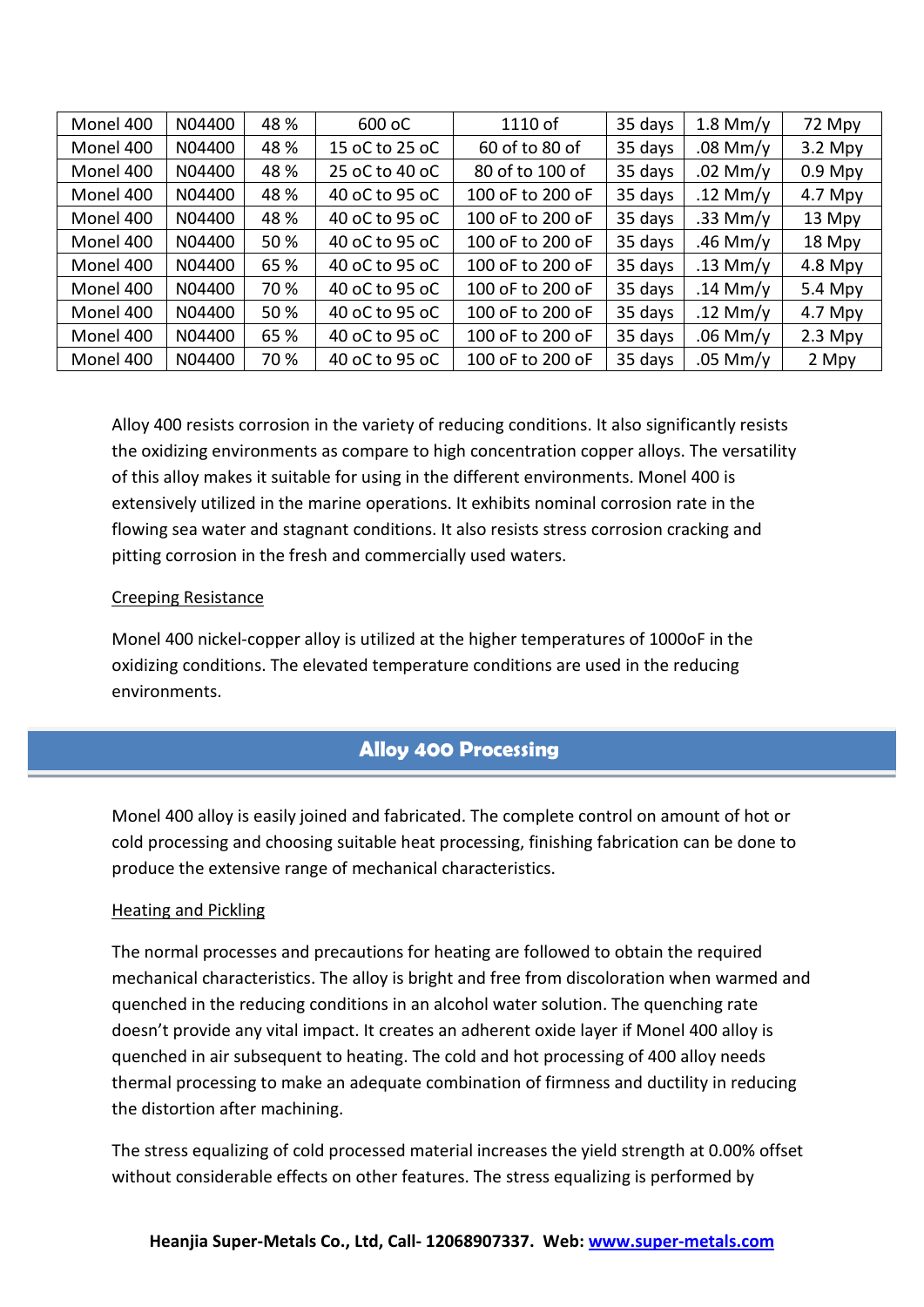| Monel 400 | N04400 | 48 % | 600 oC | 1110 of | 35 days | 1.8 Mm/y | 72 Mpy |
|---|---|---|---|---|---|---|---|
| Monel 400 | N04400 | 48 % | 15 oC to 25 oC | 60 of to 80 of | 35 days | .08 Mm/y | 3.2 Mpy |
| Monel 400 | N04400 | 48 % | 25 oC to 40 oC | 80 of to 100 of | 35 days | .02 Mm/y | 0.9 Mpy |
| Monel 400 | N04400 | 48 % | 40 oC to 95 oC | 100 oF to 200 oF | 35 days | .12 Mm/y | 4.7 Mpy |
| Monel 400 | N04400 | 48 % | 40 oC to 95 oC | 100 oF to 200 oF | 35 days | .33 Mm/y | 13 Mpy |
| Monel 400 | N04400 | 50 % | 40 oC to 95 oC | 100 oF to 200 oF | 35 days | .46 Mm/y | 18 Mpy |
| Monel 400 | N04400 | 65 % | 40 oC to 95 oC | 100 oF to 200 oF | 35 days | .13 Mm/y | 4.8 Mpy |
| Monel 400 | N04400 | 70 % | 40 oC to 95 oC | 100 oF to 200 oF | 35 days | .14 Mm/y | 5.4 Mpy |
| Monel 400 | N04400 | 50 % | 40 oC to 95 oC | 100 oF to 200 oF | 35 days | .12 Mm/y | 4.7 Mpy |
| Monel 400 | N04400 | 65 % | 40 oC to 95 oC | 100 oF to 200 oF | 35 days | .06 Mm/y | 2.3 Mpy |
| Monel 400 | N04400 | 70 % | 40 oC to 95 oC | 100 oF to 200 oF | 35 days | .05 Mm/y | 2 Mpy |

Alloy 400 resists corrosion in the variety of reducing conditions. It also significantly resists the oxidizing environments as compare to high concentration copper alloys. The versatility of this alloy makes it suitable for using in the different environments. Monel 400 is extensively utilized in the marine operations. It exhibits nominal corrosion rate in the flowing sea water and stagnant conditions. It also resists stress corrosion cracking and pitting corrosion in the fresh and commercially used waters.

Creeping Resistance

Monel 400 nickel-copper alloy is utilized at the higher temperatures of 1000oF in the oxidizing conditions. The elevated temperature conditions are used in the reducing environments.

## Alloy 400 Processing

Monel 400 alloy is easily joined and fabricated. The complete control on amount of hot or cold processing and choosing suitable heat processing, finishing fabrication can be done to produce the extensive range of mechanical characteristics.

Heating and Pickling

The normal processes and precautions for heating are followed to obtain the required mechanical characteristics. The alloy is bright and free from discoloration when warmed and quenched in the reducing conditions in an alcohol water solution. The quenching rate doesn't provide any vital impact. It creates an adherent oxide layer if Monel 400 alloy is quenched in air subsequent to heating. The cold and hot processing of 400 alloy needs thermal processing to make an adequate combination of firmness and ductility in reducing the distortion after machining.

The stress equalizing of cold processed material increases the yield strength at 0.00% offset without considerable effects on other features. The stress equalizing is performed by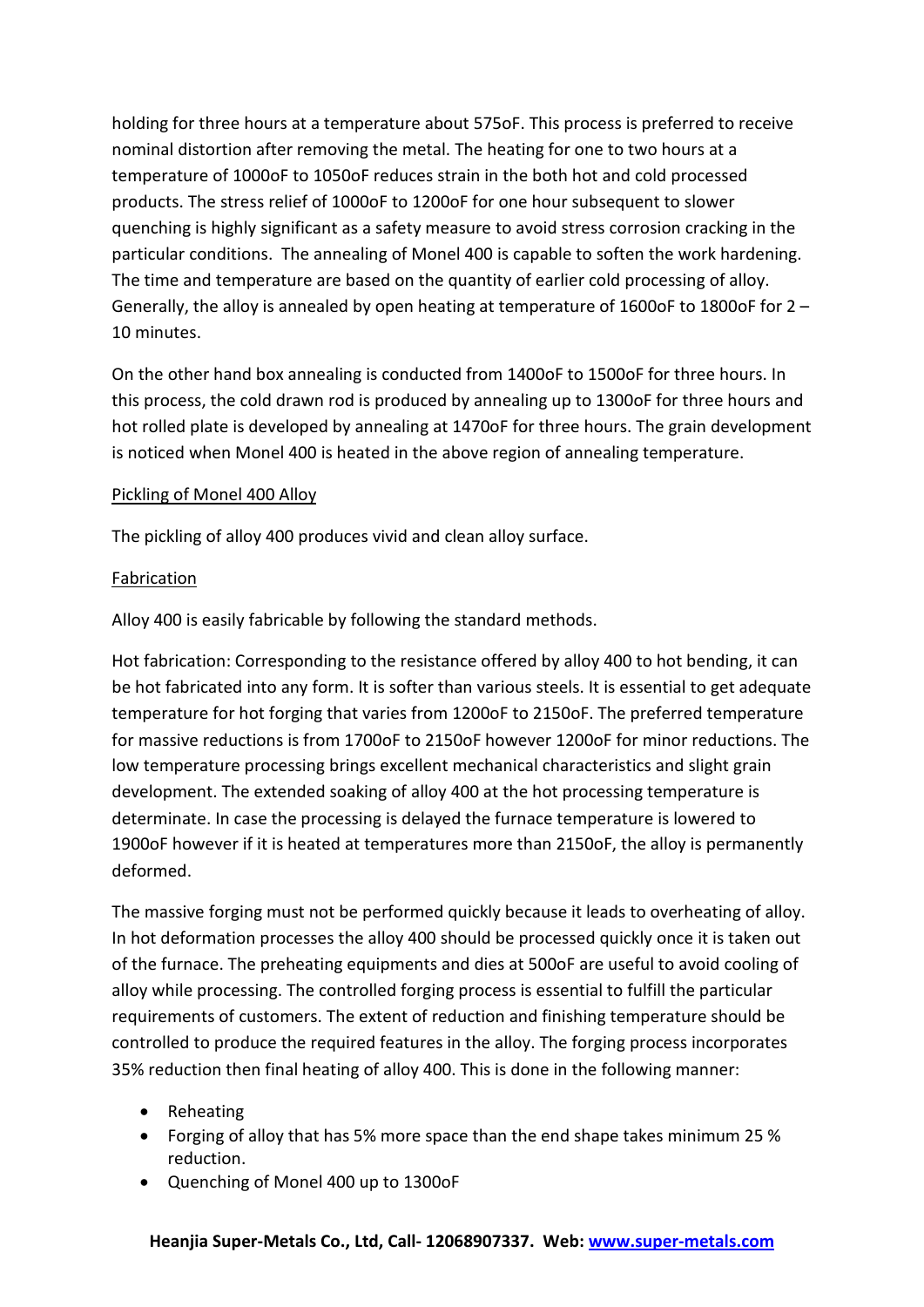holding for three hours at a temperature about 575oF. This process is preferred to receive nominal distortion after removing the metal. The heating for one to two hours at a temperature of 1000oF to 1050oF reduces strain in the both hot and cold processed products. The stress relief of 1000oF to 1200oF for one hour subsequent to slower quenching is highly significant as a safety measure to avoid stress corrosion cracking in the particular conditions. The annealing of Monel 400 is capable to soften the work hardening. The time and temperature are based on the quantity of earlier cold processing of alloy. Generally, the alloy is annealed by open heating at temperature of 1600oF to 1800oF for 2 – 10 minutes.

On the other hand box annealing is conducted from 1400oF to 1500oF for three hours. In this process, the cold drawn rod is produced by annealing up to 1300oF for three hours and hot rolled plate is developed by annealing at 1470oF for three hours. The grain development is noticed when Monel 400 is heated in the above region of annealing temperature.

<u>Pickling of Monel 400 Alloy</u>

The pickling of alloy 400 produces vivid and clean alloy surface.

<u>Fabrication</u>

Alloy 400 is easily fabricable by following the standard methods.

Hot fabrication: Corresponding to the resistance offered by alloy 400 to hot bending, it can be hot fabricated into any form. It is softer than various steels. It is essential to get adequate temperature for hot forging that varies from 1200oF to 2150oF. The preferred temperature for massive reductions is from 1700oF to 2150oF however 1200oF for minor reductions. The low temperature processing brings excellent mechanical characteristics and slight grain development. The extended soaking of alloy 400 at the hot processing temperature is determinate. In case the processing is delayed the furnace temperature is lowered to 1900oF however if it is heated at temperatures more than 2150oF, the alloy is permanently deformed.

The massive forging must not be performed quickly because it leads to overheating of alloy. In hot deformation processes the alloy 400 should be processed quickly once it is taken out of the furnace. The preheating equipments and dies at 500oF are useful to avoid cooling of alloy while processing. The controlled forging process is essential to fulfill the particular requirements of customers. The extent of reduction and finishing temperature should be controlled to produce the required features in the alloy. The forging process incorporates 35% reduction then final heating of alloy 400. This is done in the following manner:

- Reheating
- Forging of alloy that has 5% more space than the end shape takes minimum 25 % reduction.
- Quenching of Monel 400 up to 1300oF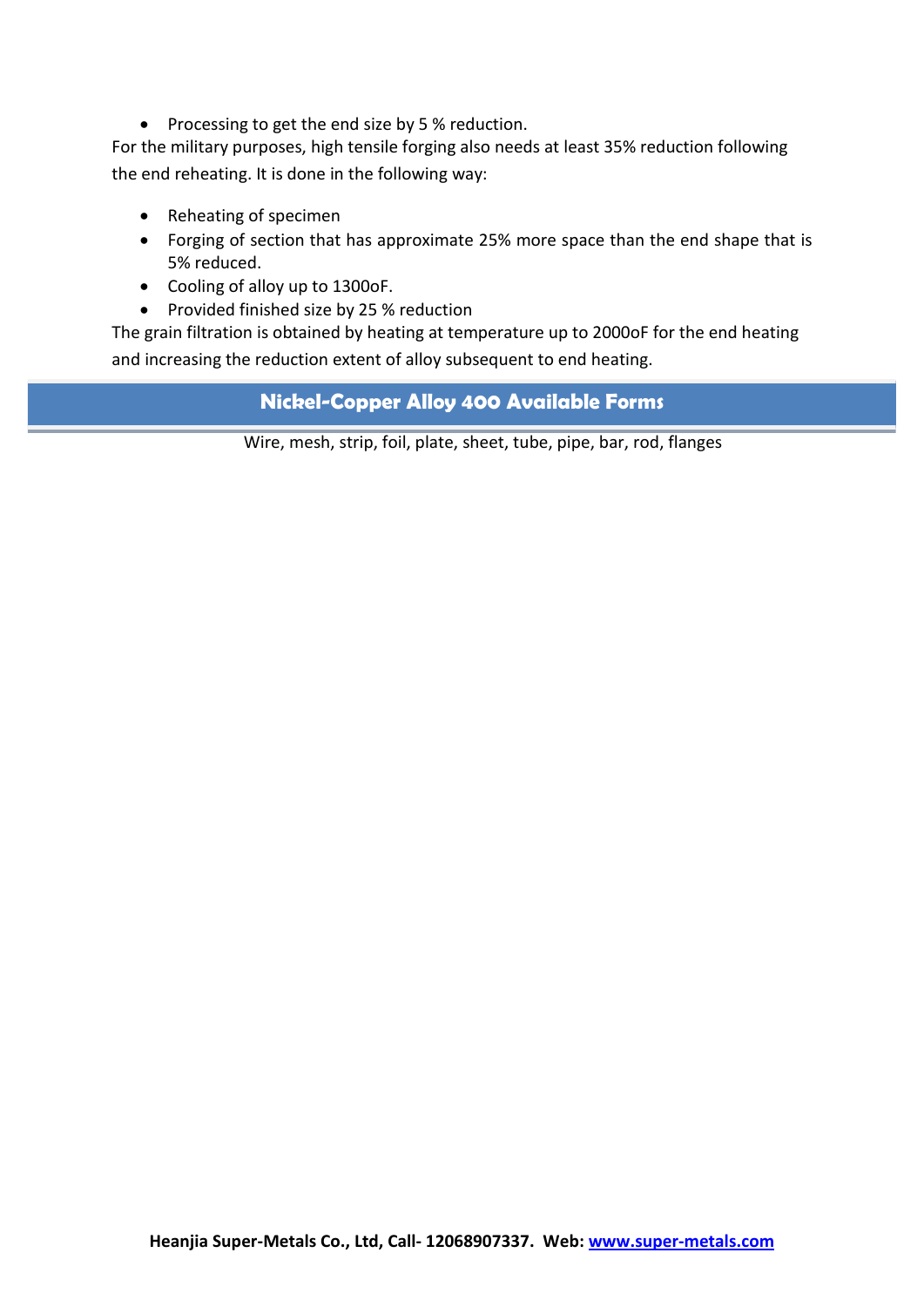- Processing to get the end size by 5 % reduction.

For the military purposes, high tensile forging also needs at least 35% reduction following the end reheating. It is done in the following way:

- Reheating of specimen
- Forging of section that has approximate 25% more space than the end shape that is 5% reduced.
- Cooling of alloy up to 1300oF.
- Provided finished size by 25 % reduction

The grain filtration is obtained by heating at temperature up to 2000oF for the end heating and increasing the reduction extent of alloy subsequent to end heating.

## Nickel-Copper Alloy 400 Available Forms

Wire, mesh, strip, foil, plate, sheet, tube, pipe, bar, rod, flanges

**Heanjia Super-Metals Co., Ltd, Call- 12068907337. Web: [www.super-metals.com](http://www.super-metals.com)**